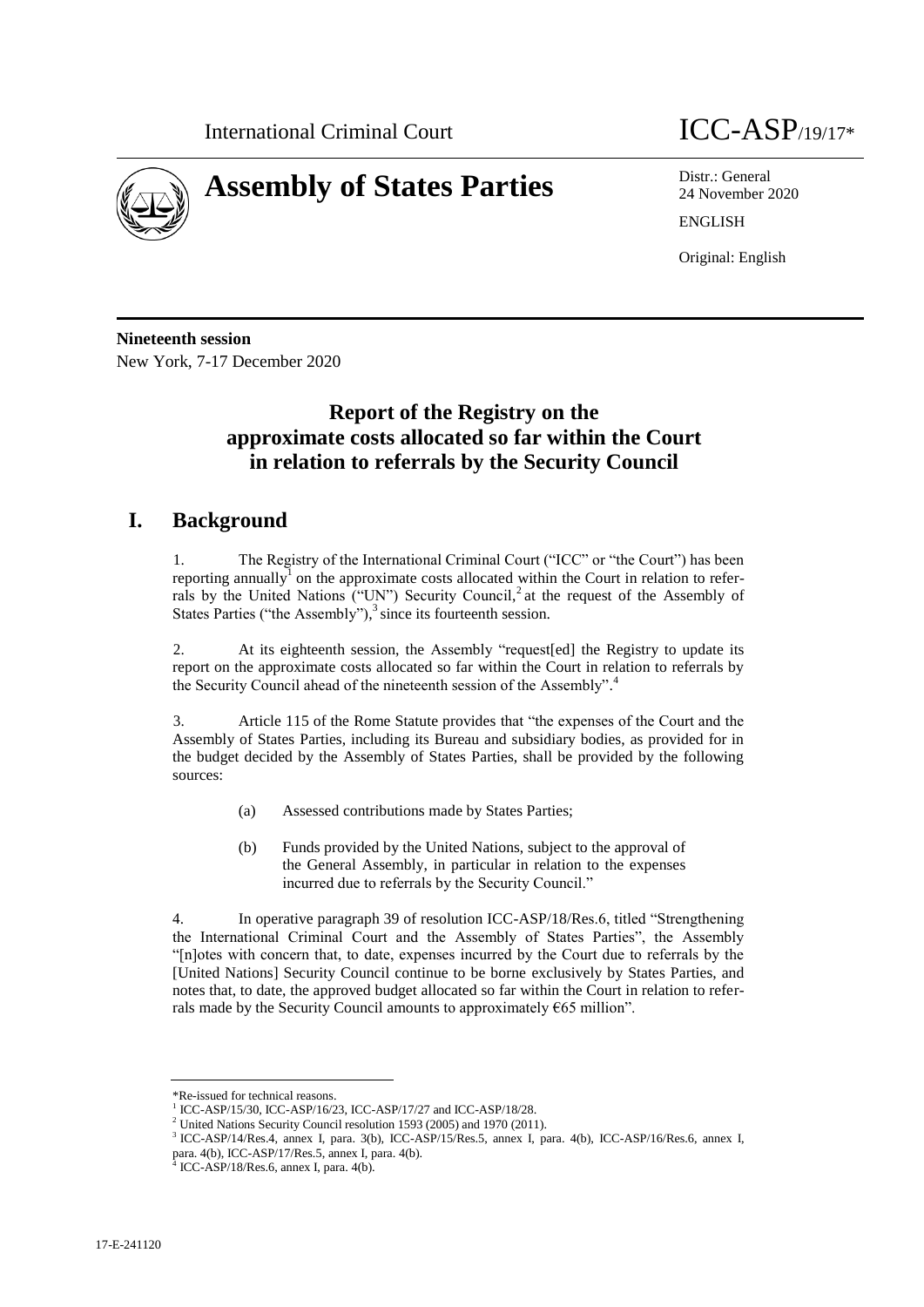International Criminal Court ICC-ASP/19/17*

# Assembly of States Parties

Distr.: General
24 November 2020

ENGLISH

Original: English

**Nineteenth session**
New York, 7-17 December 2020

## Report of the Registry on the approximate costs allocated so far within the Court in relation to referrals by the Security Council

## I. Background

1. The Registry of the International Criminal Court ("ICC" or "the Court") has been reporting annually[1] on the approximate costs allocated within the Court in relation to referrals by the United Nations ("UN") Security Council,[2] at the request of the Assembly of States Parties ("the Assembly"),[3] since its fourteenth session.

2. At its eighteenth session, the Assembly "request[ed] the Registry to update its report on the approximate costs allocated so far within the Court in relation to referrals by the Security Council ahead of the nineteenth session of the Assembly".[4]

3. Article 115 of the Rome Statute provides that "the expenses of the Court and the Assembly of States Parties, including its Bureau and subsidiary bodies, as provided for in the budget decided by the Assembly of States Parties, shall be provided by the following sources:

(a) Assessed contributions made by States Parties;

(b) Funds provided by the United Nations, subject to the approval of the General Assembly, in particular in relation to the expenses incurred due to referrals by the Security Council."

4. In operative paragraph 39 of resolution ICC-ASP/18/Res.6, titled "Strengthening the International Criminal Court and the Assembly of States Parties", the Assembly "[n]otes with concern that, to date, expenses incurred by the Court due to referrals by the [United Nations] Security Council continue to be borne exclusively by States Parties, and notes that, to date, the approved budget allocated so far within the Court in relation to referrals made by the Security Council amounts to approximately €65 million".

---

\*Re-issued for technical reasons.

[1] ICC-ASP/15/30, ICC-ASP/16/23, ICC-ASP/17/27 and ICC-ASP/18/28.

[2] United Nations Security Council resolution 1593 (2005) and 1970 (2011).

[3] ICC-ASP/14/Res.4, annex I, para. 3(b), ICC-ASP/15/Res.5, annex I, para. 4(b), ICC-ASP/16/Res.6, annex I, para. 4(b), ICC-ASP/17/Res.5, annex I, para. 4(b).

[4] ICC-ASP/18/Res.6, annex I, para. 4(b).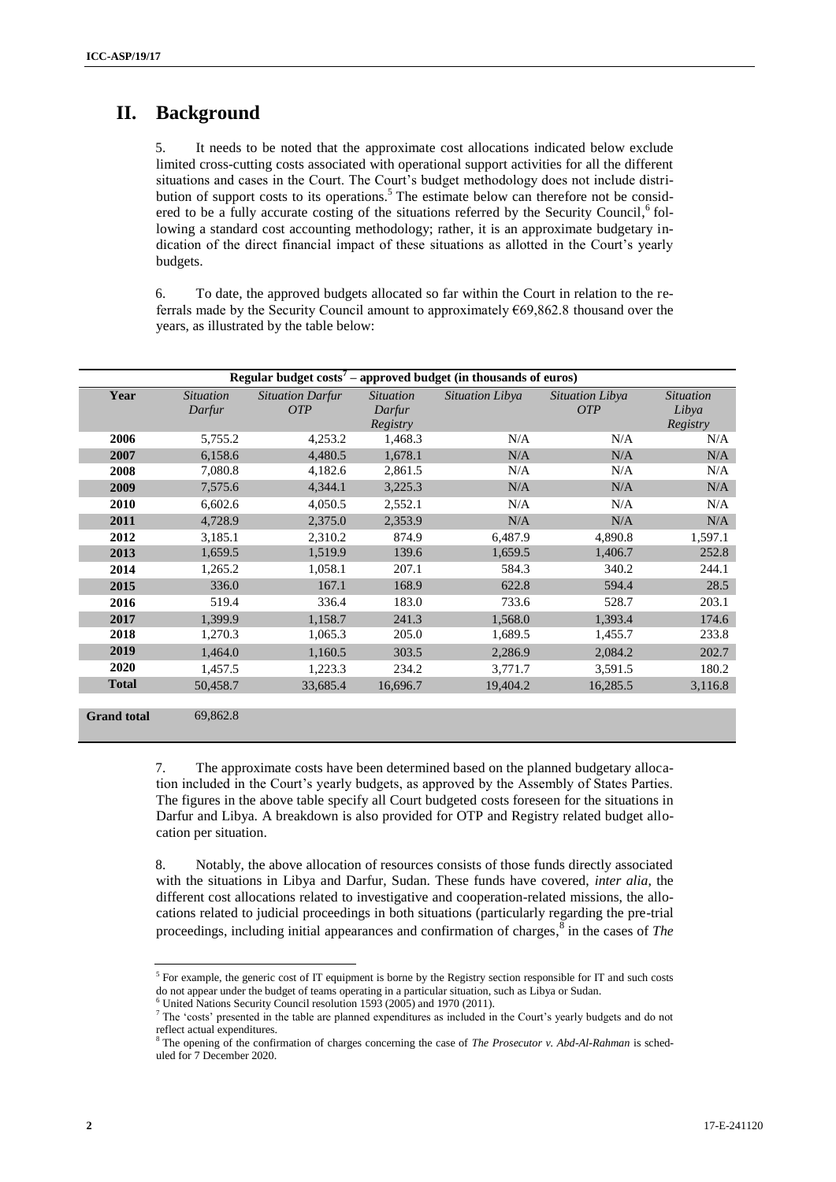# II. Background

5. It needs to be noted that the approximate cost allocations indicated below exclude limited cross-cutting costs associated with operational support activities for all the different situations and cases in the Court. The Court's budget methodology does not include distribution of support costs to its operations.[5] The estimate below can therefore not be considered to be a fully accurate costing of the situations referred by the Security Council,[6] following a standard cost accounting methodology; rather, it is an approximate budgetary indication of the direct financial impact of these situations as allotted in the Court's yearly budgets.

6. To date, the approved budgets allocated so far within the Court in relation to the referrals made by the Security Council amount to approximately €69,862.8 thousand over the years, as illustrated by the table below:

| Regular budget costs[7] – approved budget (in thousands of euros) | | | | | | |
|---|---|---|---|---|---|---|
| **Year** | *Situation Darfur* | *Situation Darfur OTP* | *Situation Darfur Registry* | *Situation Libya* | *Situation Libya OTP* | *Situation Libya Registry* |
| **2006** | 5,755.2 | 4,253.2 | 1,468.3 | N/A | N/A | N/A |
| **2007** | 6,158.6 | 4,480.5 | 1,678.1 | N/A | N/A | N/A |
| **2008** | 7,080.8 | 4,182.6 | 2,861.5 | N/A | N/A | N/A |
| **2009** | 7,575.6 | 4,344.1 | 3,225.3 | N/A | N/A | N/A |
| **2010** | 6,602.6 | 4,050.5 | 2,552.1 | N/A | N/A | N/A |
| **2011** | 4,728.9 | 2,375.0 | 2,353.9 | N/A | N/A | N/A |
| **2012** | 3,185.1 | 2,310.2 | 874.9 | 6,487.9 | 4,890.8 | 1,597.1 |
| **2013** | 1,659.5 | 1,519.9 | 139.6 | 1,659.5 | 1,406.7 | 252.8 |
| **2014** | 1,265.2 | 1,058.1 | 207.1 | 584.3 | 340.2 | 244.1 |
| **2015** | 336.0 | 167.1 | 168.9 | 622.8 | 594.4 | 28.5 |
| **2016** | 519.4 | 336.4 | 183.0 | 733.6 | 528.7 | 203.1 |
| **2017** | 1,399.9 | 1,158.7 | 241.3 | 1,568.0 | 1,393.4 | 174.6 |
| **2018** | 1,270.3 | 1,065.3 | 205.0 | 1,689.5 | 1,455.7 | 233.8 |
| **2019** | 1,464.0 | 1,160.5 | 303.5 | 2,286.9 | 2,084.2 | 202.7 |
| **2020** | 1,457.5 | 1,223.3 | 234.2 | 3,771.7 | 3,591.5 | 180.2 |
| **Total** | 50,458.7 | 33,685.4 | 16,696.7 | 19,404.2 | 16,285.5 | 3,116.8 |
| **Grand total** | 69,862.8 | | | | | |

7. The approximate costs have been determined based on the planned budgetary allocation included in the Court's yearly budgets, as approved by the Assembly of States Parties. The figures in the above table specify all Court budgeted costs foreseen for the situations in Darfur and Libya. A breakdown is also provided for OTP and Registry related budget allocation per situation.

8. Notably, the above allocation of resources consists of those funds directly associated with the situations in Libya and Darfur, Sudan. These funds have covered, *inter alia*, the different cost allocations related to investigative and cooperation-related missions, the allocations related to judicial proceedings in both situations (particularly regarding the pre-trial proceedings, including initial appearances and confirmation of charges,[8] in the cases of *The*

---

[5] For example, the generic cost of IT equipment is borne by the Registry section responsible for IT and such costs do not appear under the budget of teams operating in a particular situation, such as Libya or Sudan.

[6] United Nations Security Council resolution 1593 (2005) and 1970 (2011).

[7] The 'costs' presented in the table are planned expenditures as included in the Court's yearly budgets and do not reflect actual expenditures.

[8] The opening of the confirmation of charges concerning the case of *The Prosecutor v. Abd-Al-Rahman* is scheduled for 7 December 2020.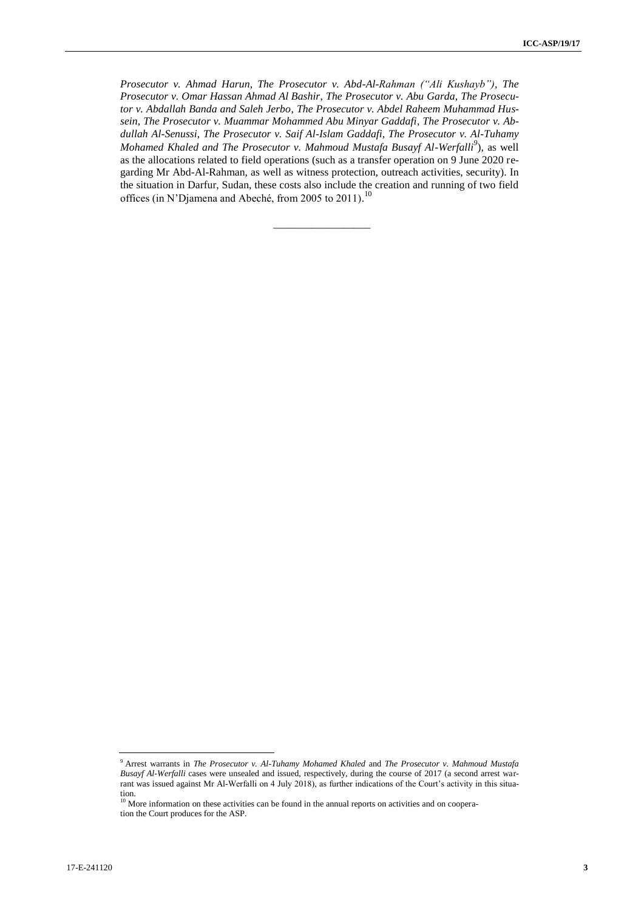*Prosecutor v. Ahmad Harun*, *The Prosecutor v. Abd-Al-Rahman ("Ali Kushayb")*, *The Prosecutor v. Omar Hassan Ahmad Al Bashir*, *The Prosecutor v. Abu Garda*, *The Prosecutor v. Abdallah Banda and Saleh Jerbo*, *The Prosecutor v. Abdel Raheem Muhammad Hussein*, *The Prosecutor v. Muammar Mohammed Abu Minyar Gaddafi*, *The Prosecutor v. Abdullah Al-Senussi*, *The Prosecutor v. Saif Al-Islam Gaddafi*, *The Prosecutor v. Al-Tuhamy Mohamed Khaled and The Prosecutor v. Mahmoud Mustafa Busayf Al-Werfalli*[9]), as well as the allocations related to field operations (such as a transfer operation on 9 June 2020 regarding Mr Abd-Al-Rahman, as well as witness protection, outreach activities, security). In the situation in Darfur, Sudan, these costs also include the creation and running of two field offices (in N'Djamena and Abeché, from 2005 to 2011).[10]

---

[9] Arrest warrants in *The Prosecutor v. Al-Tuhamy Mohamed Khaled* and *The Prosecutor v. Mahmoud Mustafa Busayf Al-Werfalli* cases were unsealed and issued, respectively, during the course of 2017 (a second arrest warrant was issued against Mr Al-Werfalli on 4 July 2018), as further indications of the Court's activity in this situation.

[10] More information on these activities can be found in the annual reports on activities and on cooperation the Court produces for the ASP.